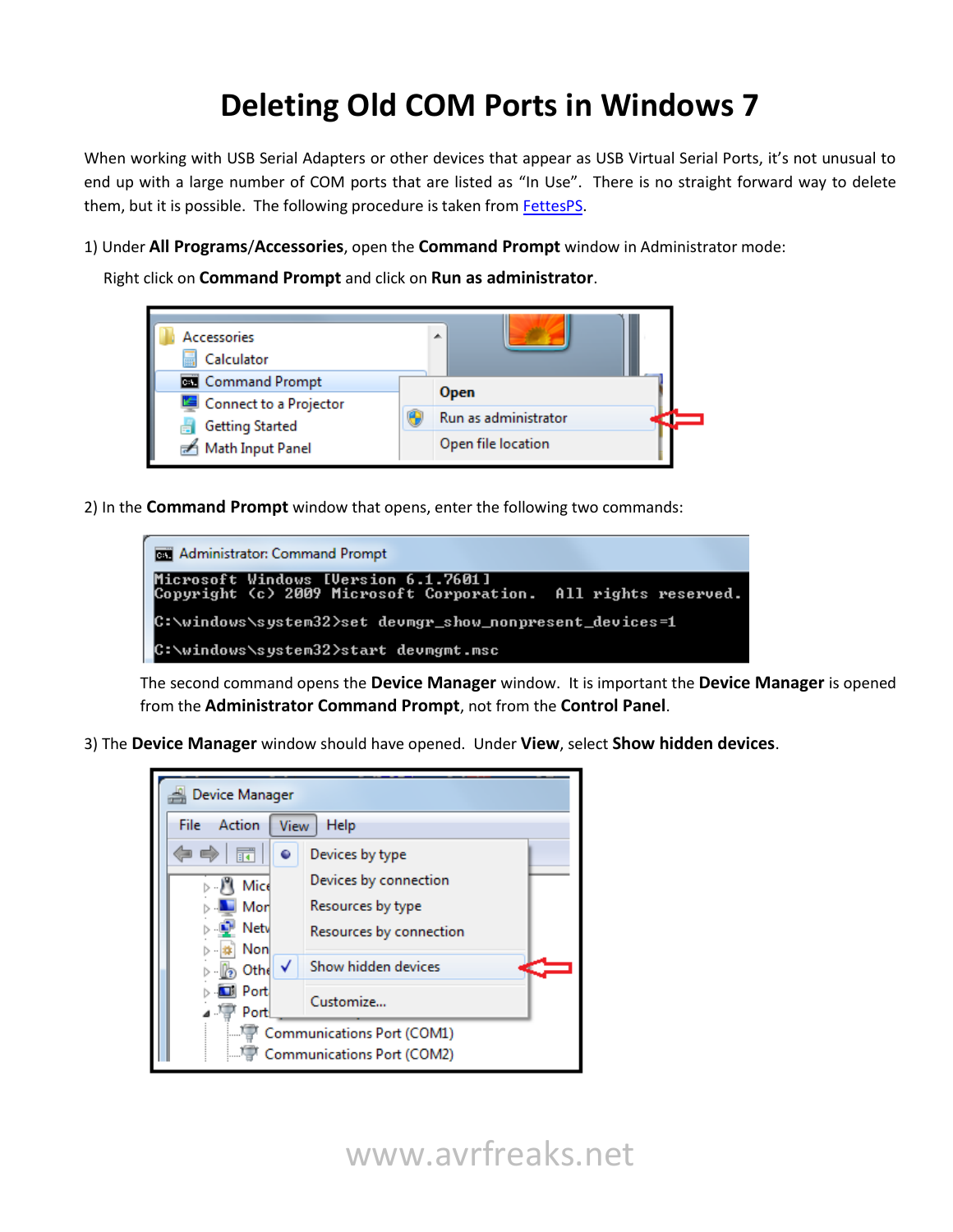# Deleting Old COM Ports in Windows 7

When working with USB Serial Adapters or other devices that appear as USB Virtual Serial Ports, it's not unusual to end up with a large number of COM ports that are listed as "In Use". There is no straight forward way to delete them, but it is possible. The following procedure is taken from [FettesPS](FettesPS).

1) Under **All Programs**/**Accessories**, open the **Command Prompt** window in Administrator mode:

   Right click on **Command Prompt** and click on **Run as administrator**.

2) In the **Command Prompt** window that opens, enter the following two commands:

```
Microsoft Windows [Version 6.1.7601]
Copyright (c) 2009 Microsoft Corporation.  All rights reserved.

C:\windows\system32>set devmgr_show_nonpresent_devices=1

C:\windows\system32>start devmgmt.msc
```

   The second command opens the **Device Manager** window. It is important the **Device Manager** is opened from the **Administrator Command Prompt**, not from the **Control Panel**.

3) The **Device Manager** window should have opened. Under **View**, select **Show hidden devices**.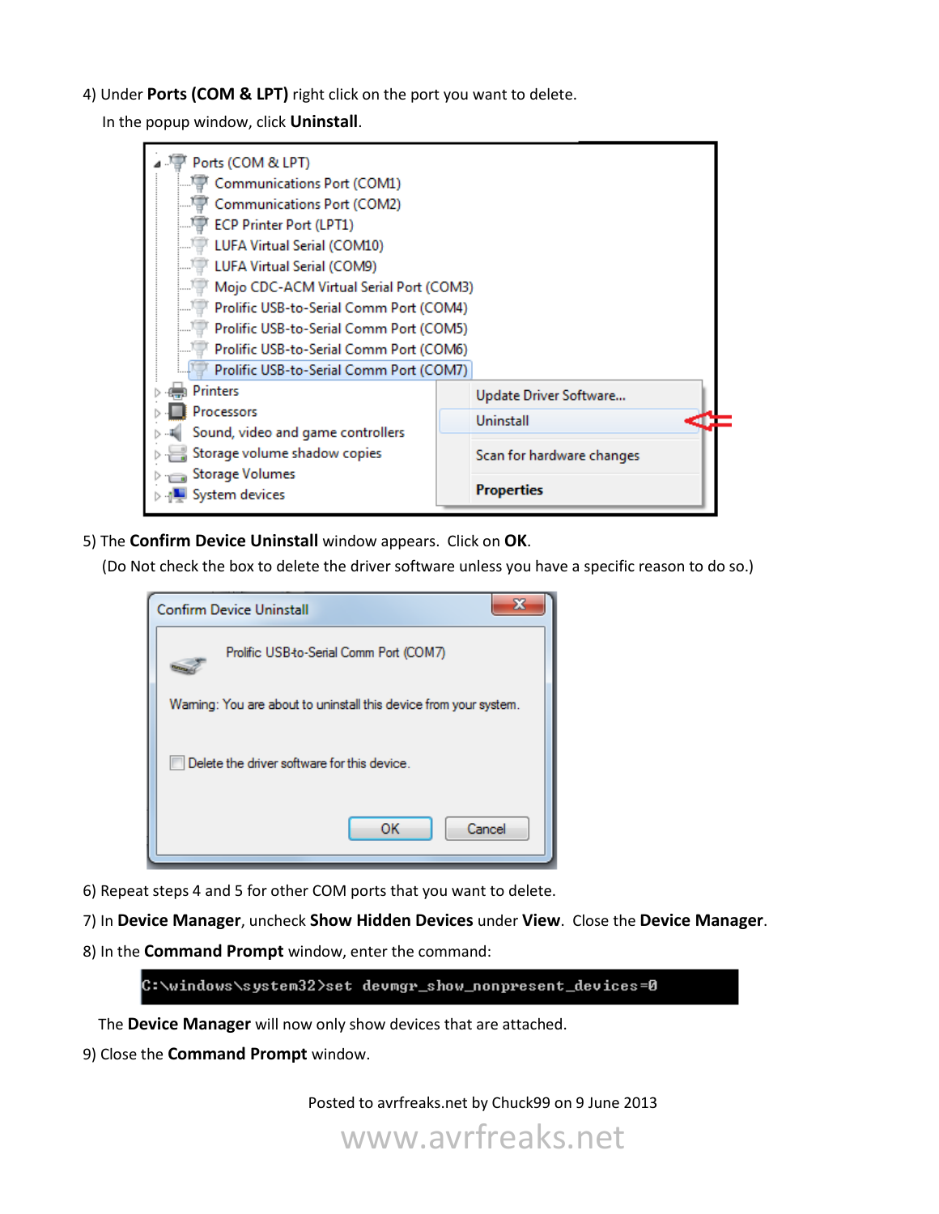4) Under **Ports (COM & LPT)** right click on the port you want to delete.
In the popup window, click **Uninstall**.

5) The **Confirm Device Uninstall** window appears. Click on **OK**.
(Do Not check the box to delete the driver software unless you have a specific reason to do so.)

6) Repeat steps 4 and 5 for other COM ports that you want to delete.

7) In **Device Manager**, uncheck **Show Hidden Devices** under **View**. Close the **Device Manager**.

8) In the **Command Prompt** window, enter the command:

```
C:\windows\system32>set devmgr_show_nonpresent_devices=0
```

The **Device Manager** will now only show devices that are attached.

9) Close the **Command Prompt** window.

Posted to avrfreaks.net by Chuck99 on 9 June 2013

www.avrfreaks.net